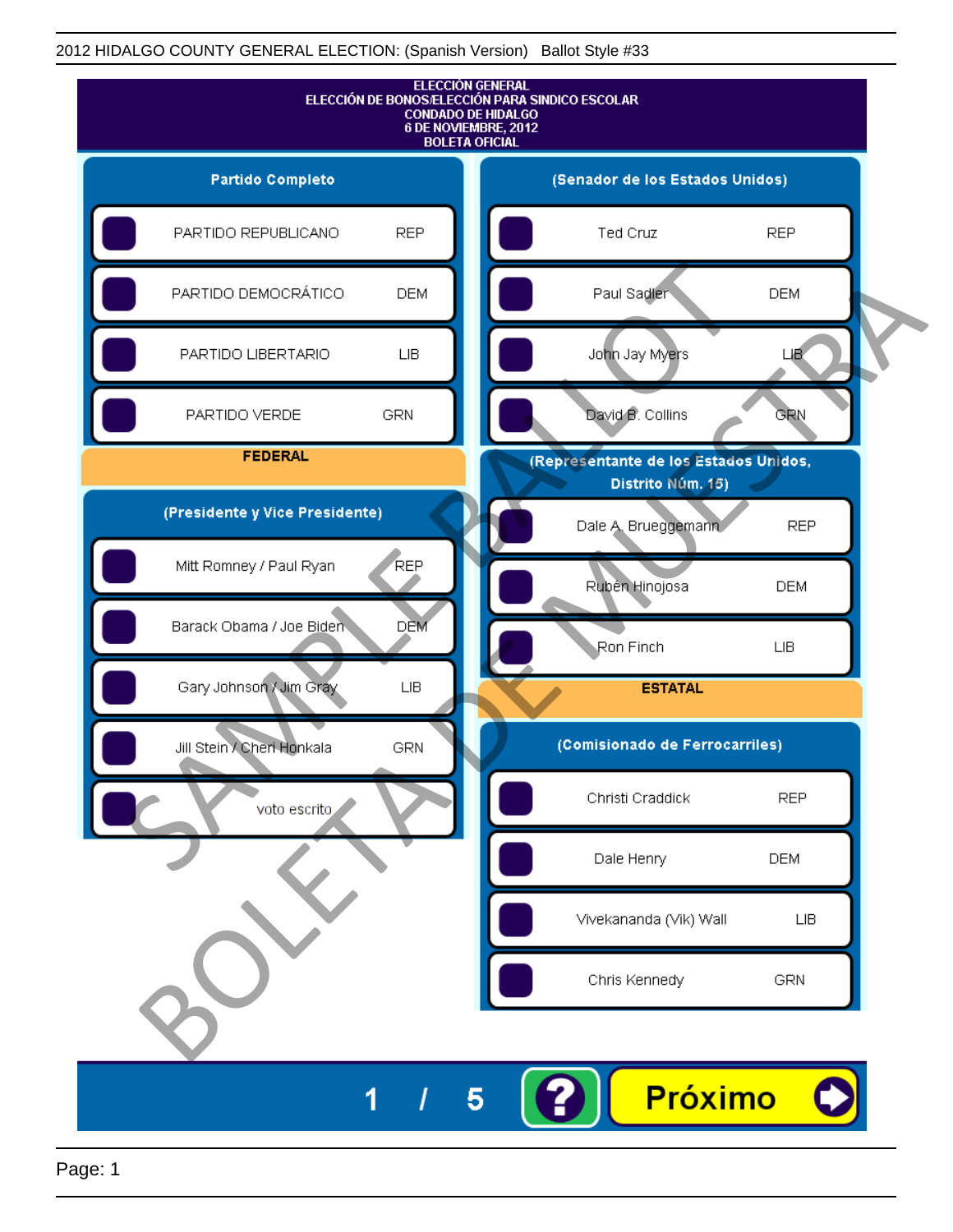2012 HIDALGO COUNTY GENERAL ELECTION: (Spanish Version) Ballot Style #33

# ELECCIÓN GENERAL
## ELECCIÓN DE BONOS/ELECCIÓN PARA SINDICO ESCOLAR
## CONDADO DE HIDALGO
## 6 DE NOVIEMBRE, 2012
## BOLETA OFICIAL

### Partido Completo

| Opción | Partido |
|---|---|
| PARTIDO REPUBLICANO | REP |
| PARTIDO DEMOCRÁTICO | DEM |
| PARTIDO LIBERTARIO | LIB |
| PARTIDO VERDE | GRN |

## FEDERAL

### (Presidente y Vice Presidente)

| Candidato | Partido |
|---|---|
| Mitt Romney / Paul Ryan | REP |
| Barack Obama / Joe Biden | DEM |
| Gary Johnson / Jim Gray | LIB |
| Jill Stein / Cheri Honkala | GRN |
| voto escrito | |

### (Senador de los Estados Unidos)

| Candidato | Partido |
|---|---|
| Ted Cruz | REP |
| Paul Sadler | DEM |
| John Jay Myers | LIB |
| David B. Collins | GRN |

### (Representante de los Estados Unidos, Distrito Núm. 15)

| Candidato | Partido |
|---|---|
| Dale A. Brueggemann | REP |
| Rubén Hinojosa | DEM |
| Ron Finch | LIB |

## ESTATAL

### (Comisionado de Ferrocarriles)

| Candidato | Partido |
|---|---|
| Christi Craddick | REP |
| Dale Henry | DEM |
| Vivekananda (Vik) Wall | LIB |
| Chris Kennedy | GRN |

SAMPLE BALLOT BOLETA DE MUESTRA

1 / 5 ? Próximo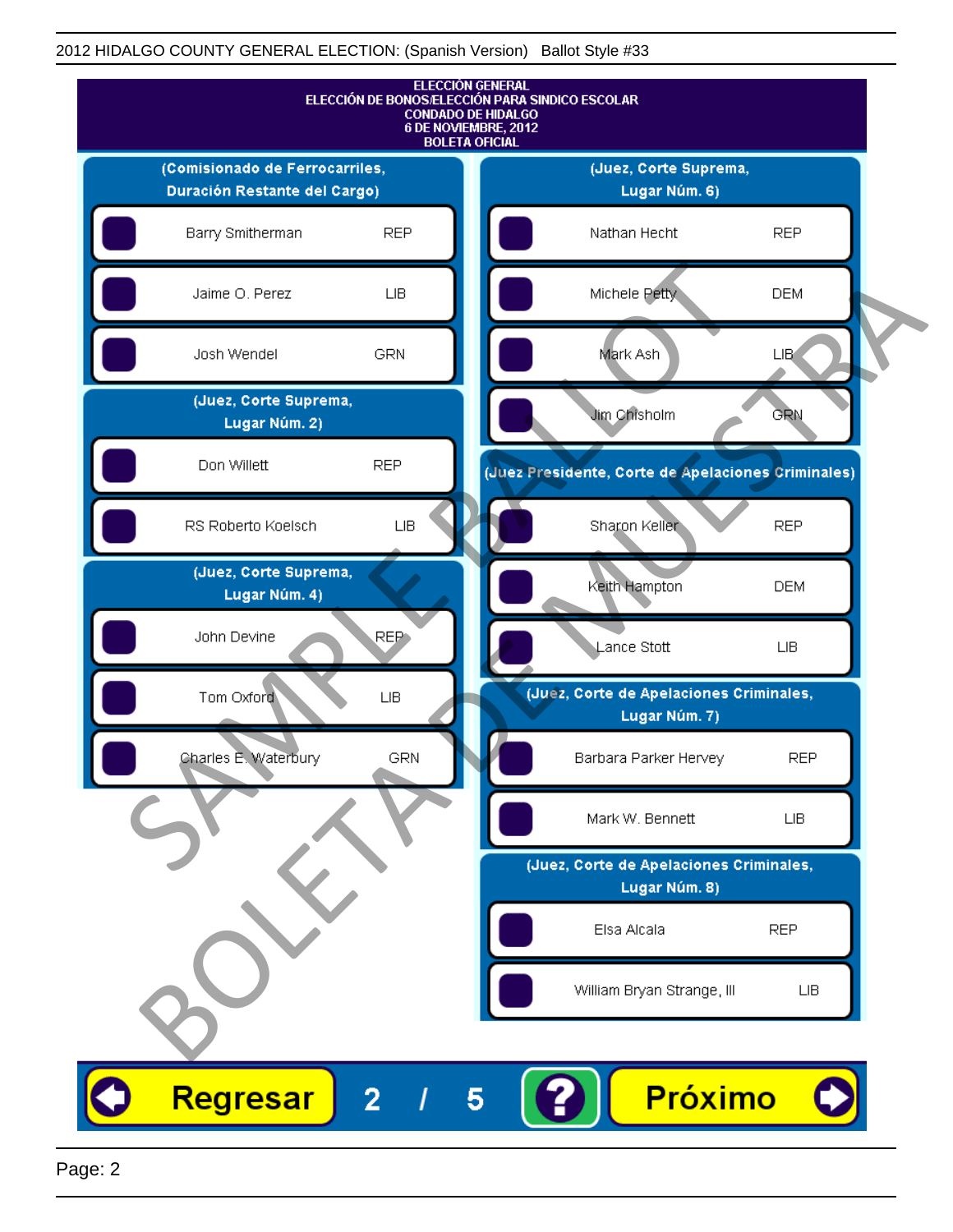2012 HIDALGO COUNTY GENERAL ELECTION: (Spanish Version) Ballot Style #33

**ELECCIÓN GENERAL**
**ELECCIÓN DE BONOS/ELECCIÓN PARA SINDICO ESCOLAR**
**CONDADO DE HIDALGO**
**6 DE NOVIEMBRE, 2012**
**BOLETA OFICIAL**

### (Comisionado de Ferrocarriles, Duración Restante del Cargo)

| Candidato | Partido |
|---|---|
| Barry Smitherman | REP |
| Jaime O. Perez | LIB |
| Josh Wendel | GRN |

### (Juez, Corte Suprema, Lugar Núm. 2)

| Candidato | Partido |
|---|---|
| Don Willett | REP |
| RS Roberto Koelsch | LIB |

### (Juez, Corte Suprema, Lugar Núm. 4)

| Candidato | Partido |
|---|---|
| John Devine | REP |
| Tom Oxford | LIB |
| Charles E. Waterbury | GRN |

### (Juez, Corte Suprema, Lugar Núm. 6)

| Candidato | Partido |
|---|---|
| Nathan Hecht | REP |
| Michele Petty | DEM |
| Mark Ash | LIB |
| Jim Chisholm | GRN |

### (Juez Presidente, Corte de Apelaciones Criminales)

| Candidato | Partido |
|---|---|
| Sharon Keller | REP |
| Keith Hampton | DEM |
| Lance Stott | LIB |

### (Juez, Corte de Apelaciones Criminales, Lugar Núm. 7)

| Candidato | Partido |
|---|---|
| Barbara Parker Hervey | REP |
| Mark W. Bennett | LIB |

### (Juez, Corte de Apelaciones Criminales, Lugar Núm. 8)

| Candidato | Partido |
|---|---|
| Elsa Alcala | REP |
| William Bryan Strange, III | LIB |

SAMPLE BALLOT
BOLETA DE MUESTRA

Regresar 2 / 5 ? Próximo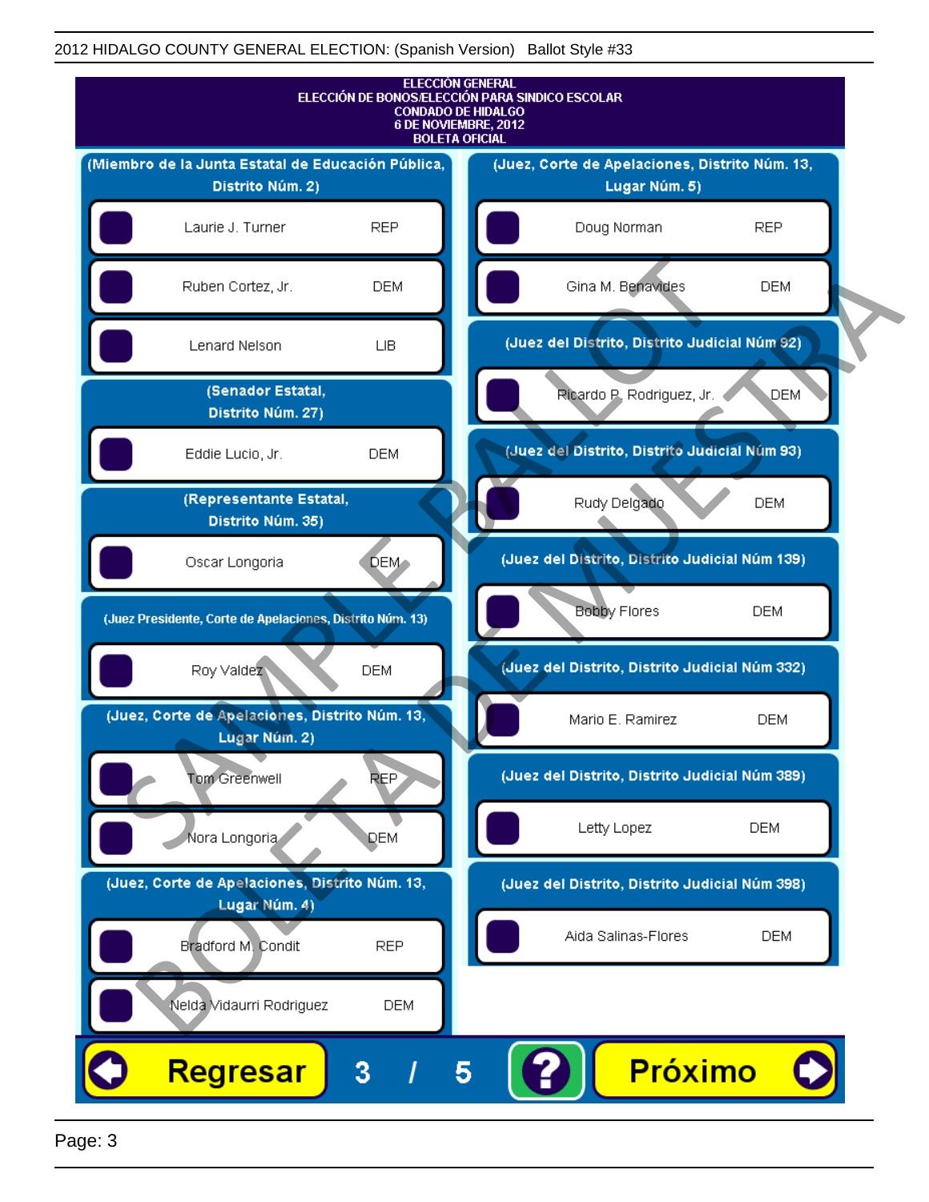2012 HIDALGO COUNTY GENERAL ELECTION: (Spanish Version)   Ballot Style #33

**ELECCIÓN GENERAL**
**ELECCIÓN DE BONOS/ELECCIÓN PARA SINDICO ESCOLAR**
**CONDADO DE HIDALGO**
**6 DE NOVIEMBRE, 2012**
**BOLETA OFICIAL**

### (Miembro de la Junta Estatal de Educación Pública, Distrito Núm. 2)

- Laurie J. Turner — REP
- Ruben Cortez, Jr. — DEM
- Lenard Nelson — LIB

### (Senador Estatal, Distrito Núm. 27)

- Eddie Lucio, Jr. — DEM

### (Representante Estatal, Distrito Núm. 35)

- Oscar Longoria — DEM

### (Juez Presidente, Corte de Apelaciones, Distrito Núm. 13)

- Roy Valdez — DEM

### (Juez, Corte de Apelaciones, Distrito Núm. 13, Lugar Núm. 2)

- Tom Greenwell — REP
- Nora Longoria — DEM

### (Juez, Corte de Apelaciones, Distrito Núm. 13, Lugar Núm. 4)

- Bradford M. Condit — REP
- Nelda Vidaurri Rodriguez — DEM

### (Juez, Corte de Apelaciones, Distrito Núm. 13, Lugar Núm. 5)

- Doug Norman — REP
- Gina M. Benavides — DEM

### (Juez del Distrito, Distrito Judicial Núm 92)

- Ricardo P. Rodriguez, Jr. — DEM

### (Juez del Distrito, Distrito Judicial Núm 93)

- Rudy Delgado — DEM

### (Juez del Distrito, Distrito Judicial Núm 139)

- Bobby Flores — DEM

### (Juez del Distrito, Distrito Judicial Núm 332)

- Mario E. Ramirez — DEM

### (Juez del Distrito, Distrito Judicial Núm 389)

- Letty Lopez — DEM

### (Juez del Distrito, Distrito Judicial Núm 398)

- Aida Salinas-Flores — DEM

Regresar   3 / 5   ?   Próximo

SAMPLE BALLOT — BOLETA DE MUESTRA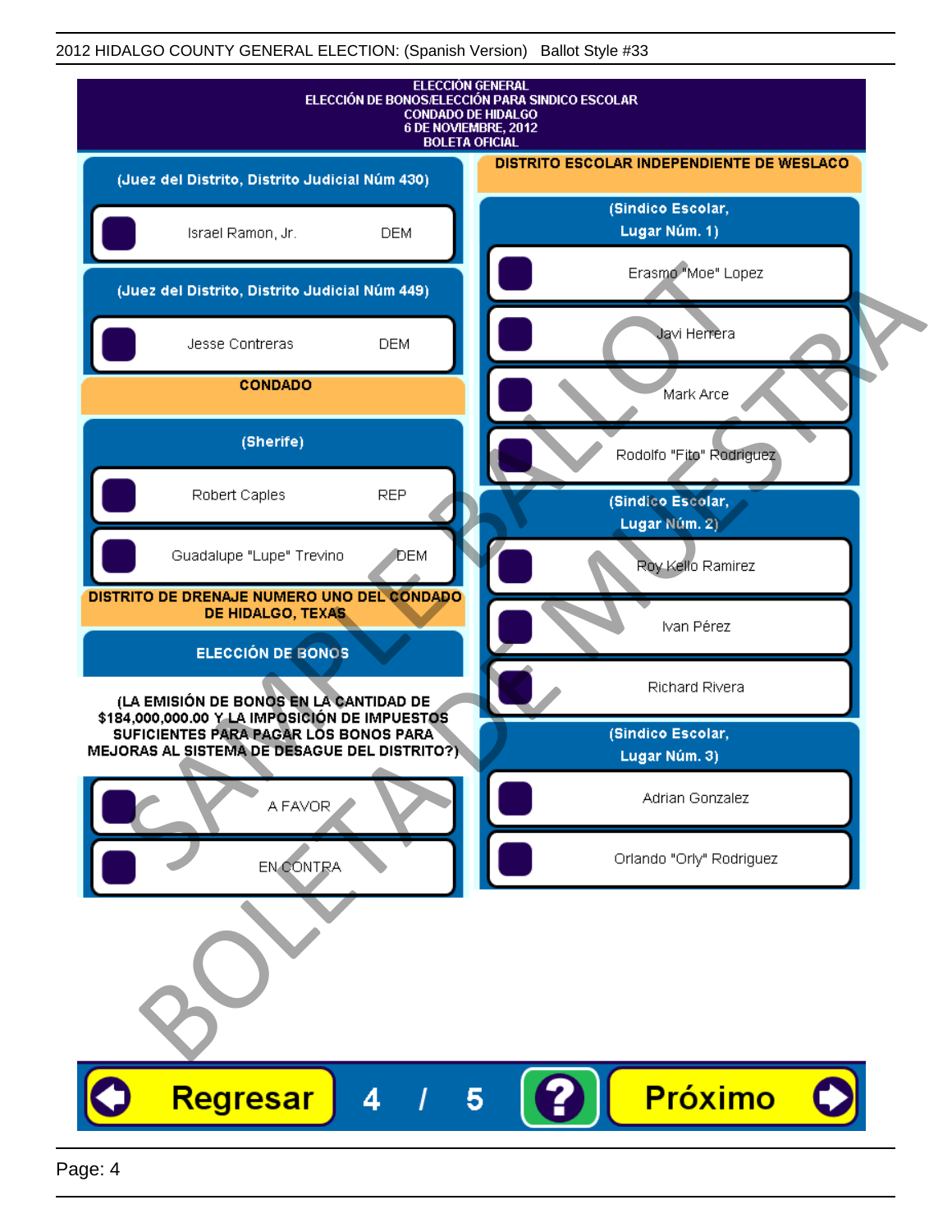2012 HIDALGO COUNTY GENERAL ELECTION: (Spanish Version) Ballot Style #33

**ELECCIÓN GENERAL**
**ELECCIÓN DE BONOS/ELECCIÓN PARA SINDICO ESCOLAR**
**CONDADO DE HIDALGO**
**6 DE NOVIEMBRE, 2012**
**BOLETA OFICIAL**

### (Juez del Distrito, Distrito Judicial Núm 430)

- Israel Ramon, Jr. — DEM

### (Juez del Distrito, Distrito Judicial Núm 449)

- Jesse Contreras — DEM

## CONDADO

### (Sherife)

- Robert Caples — REP
- Guadalupe "Lupe" Trevino — DEM

## DISTRITO DE DRENAJE NUMERO UNO DEL CONDADO DE HIDALGO, TEXAS

### ELECCIÓN DE BONOS

**(LA EMISIÓN DE BONOS EN LA CANTIDAD DE $184,000,000.00 Y LA IMPOSICIÓN DE IMPUESTOS SUFICIENTES PARA PAGAR LOS BONOS PARA MEJORAS AL SISTEMA DE DESAGUE DEL DISTRITO?)**

- A FAVOR
- EN CONTRA

## DISTRITO ESCOLAR INDEPENDIENTE DE WESLACO

### (Sindico Escolar, Lugar Núm. 1)

- Erasmo "Moe" Lopez
- Javi Herrera
- Mark Arce
- Rodolfo "Fito" Rodriguez

### (Sindico Escolar, Lugar Núm. 2)

- Roy Kello Ramirez
- Ivan Pérez
- Richard Rivera

### (Sindico Escolar, Lugar Núm. 3)

- Adrian Gonzalez
- Orlando "Orly" Rodriguez

Regresar 4 / 5 ? Próximo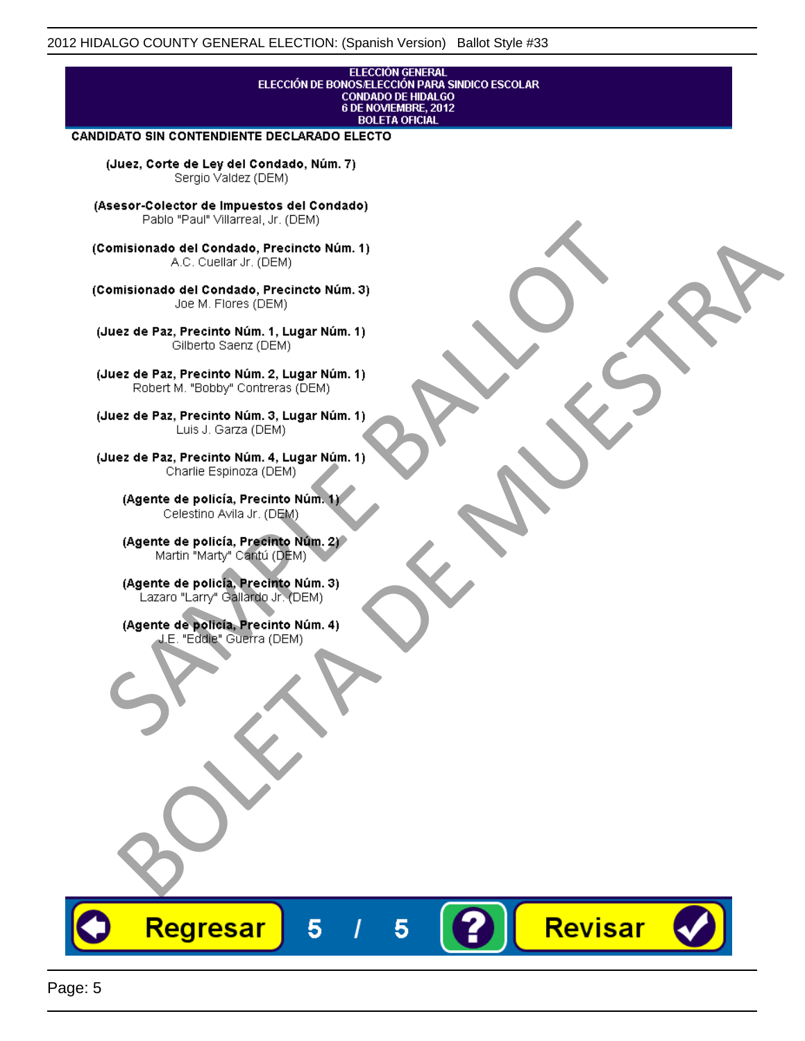ELECCIÓN GENERAL
ELECCIÓN DE BONOS/ELECCIÓN PARA SINDICO ESCOLAR
CONDADO DE HIDALGO
6 DE NOVIEMBRE, 2012
BOLETA OFICIAL

**CANDIDATO SIN CONTENDIENTE DECLARADO ELECTO**

**(Juez, Corte de Ley del Condado, Núm. 7)**
Sergio Valdez (DEM)

**(Asesor-Colector de Impuestos del Condado)**
Pablo "Paul" Villarreal, Jr. (DEM)

**(Comisionado del Condado, Precincto Núm. 1)**
A.C. Cuellar Jr. (DEM)

**(Comisionado del Condado, Precincto Núm. 3)**
Joe M. Flores (DEM)

**(Juez de Paz, Precinto Núm. 1, Lugar Núm. 1)**
Gilberto Saenz (DEM)

**(Juez de Paz, Precinto Núm. 2, Lugar Núm. 1)**
Robert M. "Bobby" Contreras (DEM)

**(Juez de Paz, Precinto Núm. 3, Lugar Núm. 1)**
Luis J. Garza (DEM)

**(Juez de Paz, Precinto Núm. 4, Lugar Núm. 1)**
Charlie Espinoza (DEM)

**(Agente de policía, Precinto Núm. 1)**
Celestino Avila Jr. (DEM)

**(Agente de policía, Precinto Núm. 2)**
Martin "Marty" Cantú (DEM)

**(Agente de policía, Precinto Núm. 3)**
Lazaro "Larry" Gallardo Jr. (DEM)

**(Agente de policía, Precinto Núm. 4)**
J.E. "Eddie" Guerra (DEM)

SAMPLE BALLOT
BOLETA DE MUESTRA

Regresar   5 / 5   ?   Revisar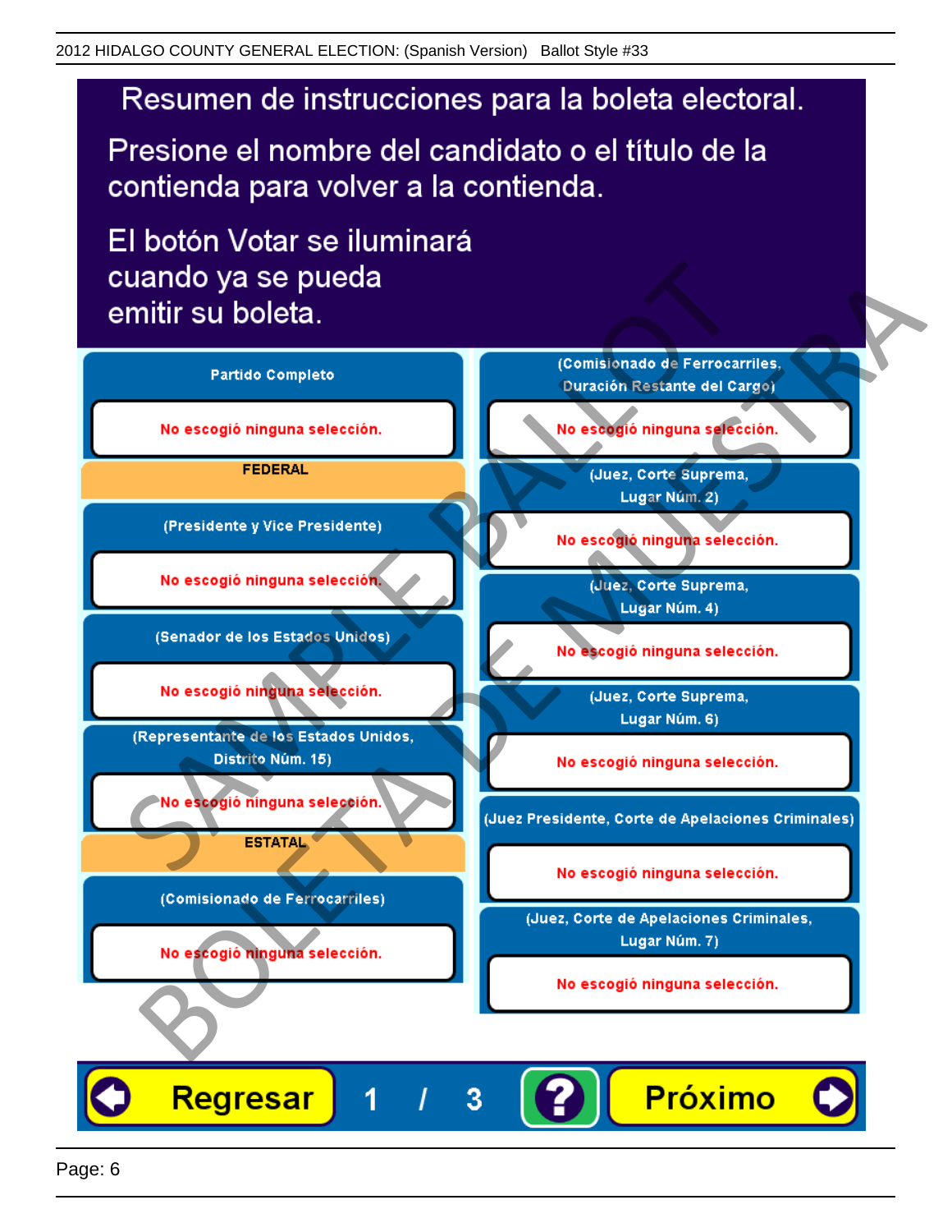# Resumen de instrucciones para la boleta electoral.

Presione el nombre del candidato o el título de la contienda para volver a la contienda.

El botón Votar se iluminará cuando ya se pueda emitir su boleta.

**Partido Completo**

No escogió ninguna selección.

**FEDERAL**

**(Presidente y Vice Presidente)**

No escogió ninguna selección.

**(Senador de los Estados Unidos)**

No escogió ninguna selección.

**(Representante de los Estados Unidos, Distrito Núm. 15)**

No escogió ninguna selección.

**ESTATAL**

**(Comisionado de Ferrocarriles)**

No escogió ninguna selección.

**(Comisionado de Ferrocarriles, Duración Restante del Cargo)**

No escogió ninguna selección.

**(Juez, Corte Suprema, Lugar Núm. 2)**

No escogió ninguna selección.

**(Juez, Corte Suprema, Lugar Núm. 4)**

No escogió ninguna selección.

**(Juez, Corte Suprema, Lugar Núm. 6)**

No escogió ninguna selección.

**(Juez Presidente, Corte de Apelaciones Criminales)**

No escogió ninguna selección.

**(Juez, Corte de Apelaciones Criminales, Lugar Núm. 7)**

No escogió ninguna selección.

Regresar 1 / 3 ? Próximo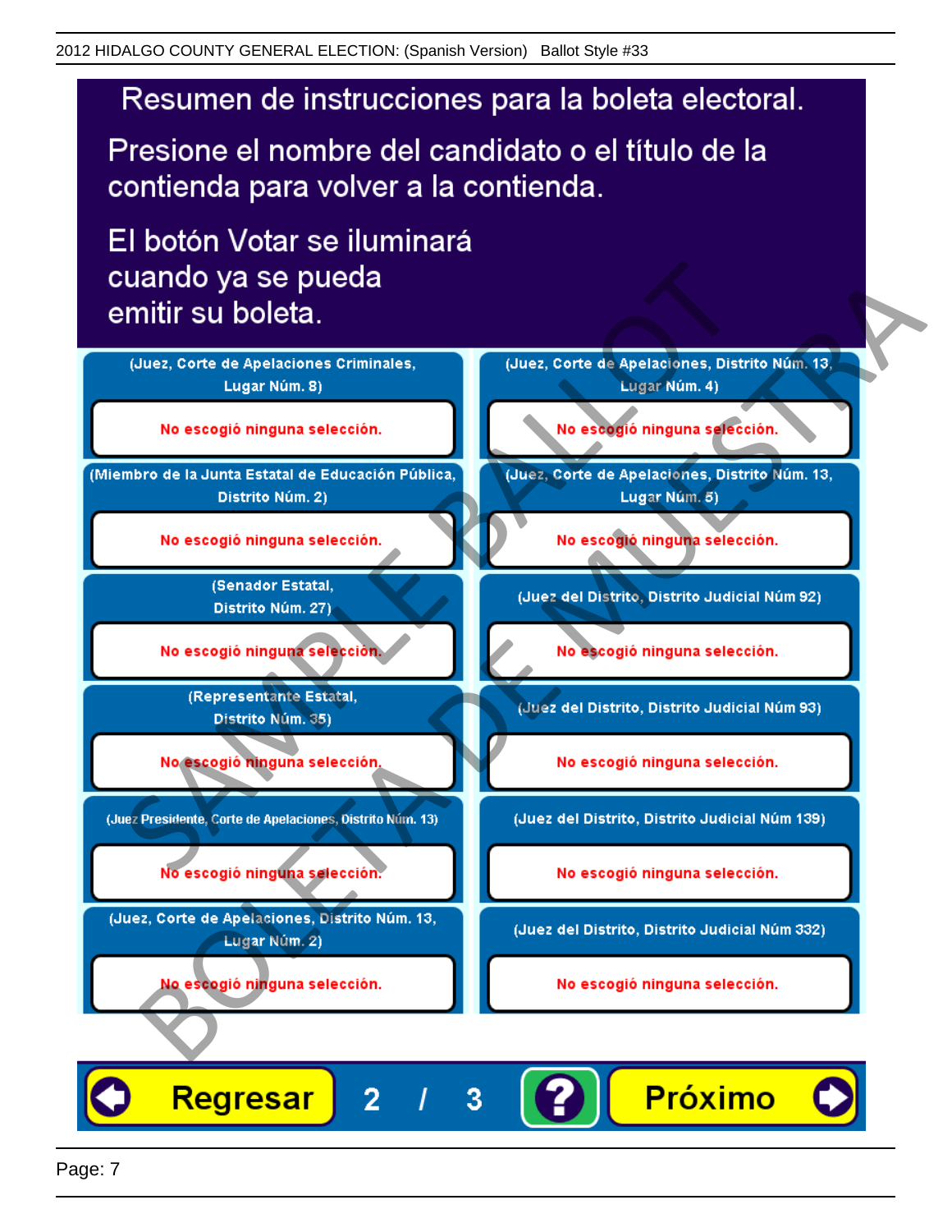# Resumen de instrucciones para la boleta electoral.

Presione el nombre del candidato o el título de la contienda para volver a la contienda.

El botón Votar se iluminará cuando ya se pueda emitir su boleta.

| Contienda | Selección |
|---|---|
| (Juez, Corte de Apelaciones Criminales, Lugar Núm. 8) | No escogió ninguna selección. |
| (Miembro de la Junta Estatal de Educación Pública, Distrito Núm. 2) | No escogió ninguna selección. |
| (Senador Estatal, Distrito Núm. 27) | No escogió ninguna selección. |
| (Representante Estatal, Distrito Núm. 35) | No escogió ninguna selección. |
| (Juez Presidente, Corte de Apelaciones, Distrito Núm. 13) | No escogió ninguna selección. |
| (Juez, Corte de Apelaciones, Distrito Núm. 13, Lugar Núm. 2) | No escogió ninguna selección. |
| (Juez, Corte de Apelaciones, Distrito Núm. 13, Lugar Núm. 4) | No escogió ninguna selección. |
| (Juez, Corte de Apelaciones, Distrito Núm. 13, Lugar Núm. 5) | No escogió ninguna selección. |
| (Juez del Distrito, Distrito Judicial Núm 92) | No escogió ninguna selección. |
| (Juez del Distrito, Distrito Judicial Núm 93) | No escogió ninguna selección. |
| (Juez del Distrito, Distrito Judicial Núm 139) | No escogió ninguna selección. |
| (Juez del Distrito, Distrito Judicial Núm 332) | No escogió ninguna selección. |

Regresar | 2 / 3 | ? | Próximo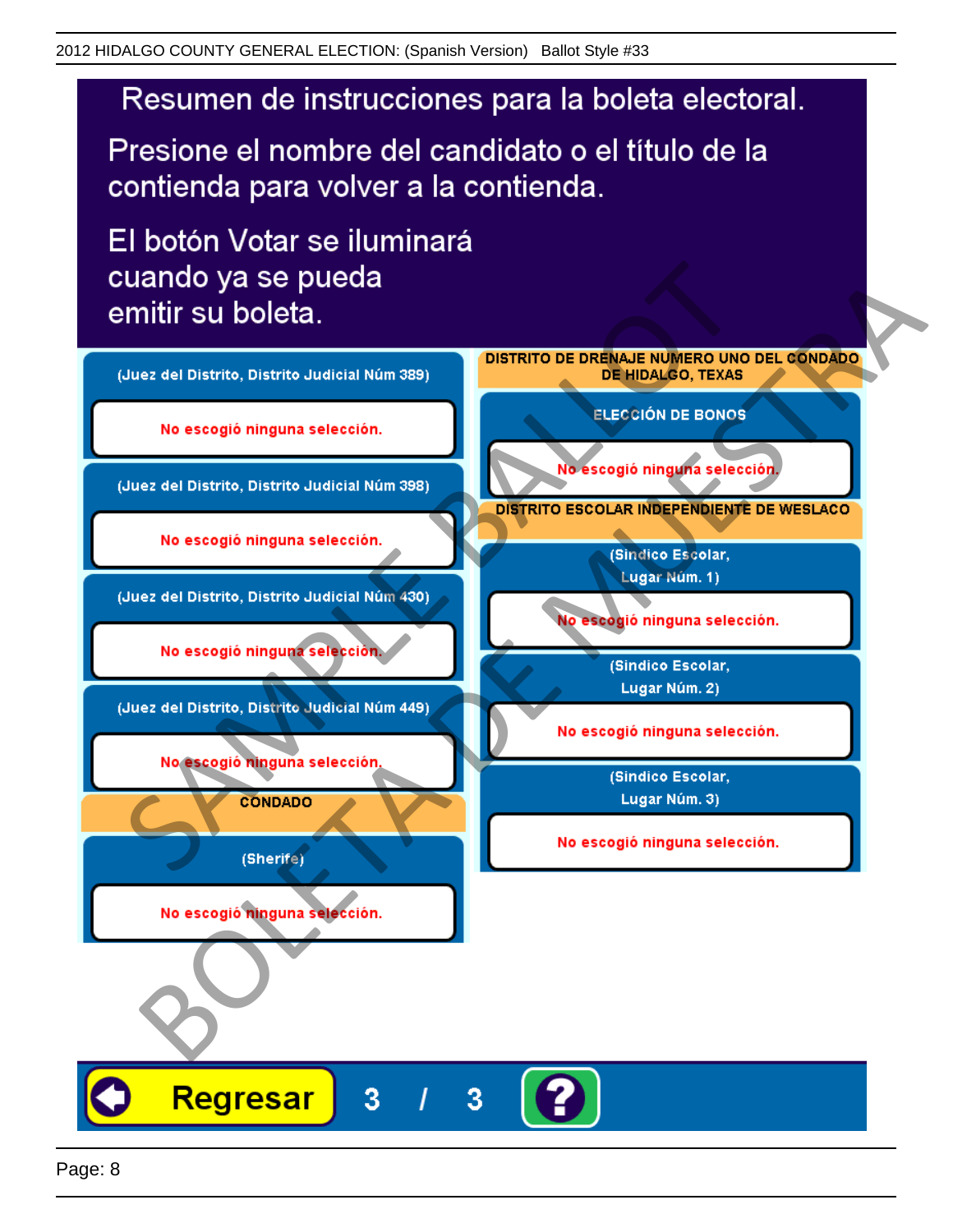# Resumen de instrucciones para la boleta electoral.

Presione el nombre del candidato o el título de la contienda para volver a la contienda.

El botón Votar se iluminará cuando ya se pueda emitir su boleta.

(Juez del Distrito, Distrito Judicial Núm 389)

No escogió ninguna selección.

(Juez del Distrito, Distrito Judicial Núm 398)

No escogió ninguna selección.

(Juez del Distrito, Distrito Judicial Núm 430)

No escogió ninguna selección.

(Juez del Distrito, Distrito Judicial Núm 449)

No escogió ninguna selección.

**CONDADO**

(Sherife)

No escogió ninguna selección.

**DISTRITO DE DRENAJE NUMERO UNO DEL CONDADO DE HIDALGO, TEXAS**

ELECCIÓN DE BONOS

No escogió ninguna selección.

**DISTRITO ESCOLAR INDEPENDIENTE DE WESLACO**

(Sindico Escolar, Lugar Núm. 1)

No escogió ninguna selección.

(Sindico Escolar, Lugar Núm. 2)

No escogió ninguna selección.

(Sindico Escolar, Lugar Núm. 3)

No escogió ninguna selección.

Regresar 3 / 3 ?